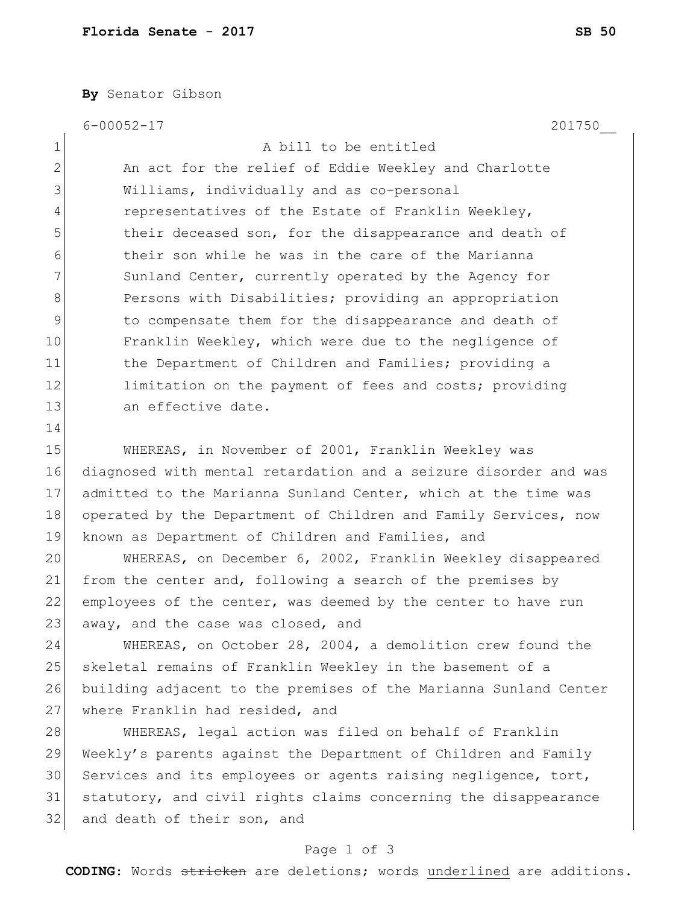**Florida Senate - 2017** **SB 50**

**By** Senator Gibson

6-00052-17 201750__

A bill to be entitled

An act for the relief of Eddie Weekley and Charlotte Williams, individually and as co-personal representatives of the Estate of Franklin Weekley, their deceased son, for the disappearance and death of their son while he was in the care of the Marianna Sunland Center, currently operated by the Agency for Persons with Disabilities; providing an appropriation to compensate them for the disappearance and death of Franklin Weekley, which were due to the negligence of the Department of Children and Families; providing a limitation on the payment of fees and costs; providing an effective date.

WHEREAS, in November of 2001, Franklin Weekley was diagnosed with mental retardation and a seizure disorder and was admitted to the Marianna Sunland Center, which at the time was operated by the Department of Children and Family Services, now known as Department of Children and Families, and

WHEREAS, on December 6, 2002, Franklin Weekley disappeared from the center and, following a search of the premises by employees of the center, was deemed by the center to have run away, and the case was closed, and

WHEREAS, on October 28, 2004, a demolition crew found the skeletal remains of Franklin Weekley in the basement of a building adjacent to the premises of the Marianna Sunland Center where Franklin had resided, and

WHEREAS, legal action was filed on behalf of Franklin Weekly's parents against the Department of Children and Family Services and its employees or agents raising negligence, tort, statutory, and civil rights claims concerning the disappearance and death of their son, and

**CODING:** Words ~~stricken~~ are deletions; words underlined are additions.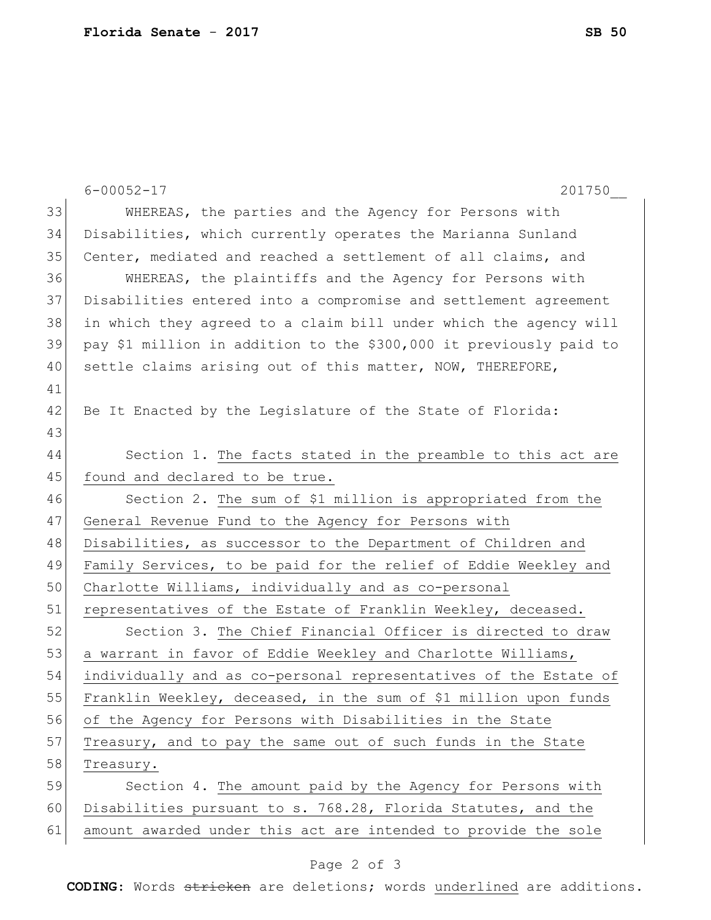6-00052-17 201750__

WHEREAS, the parties and the Agency for Persons with Disabilities, which currently operates the Marianna Sunland Center, mediated and reached a settlement of all claims, and

WHEREAS, the plaintiffs and the Agency for Persons with Disabilities entered into a compromise and settlement agreement in which they agreed to a claim bill under which the agency will pay $1 million in addition to the $300,000 it previously paid to settle claims arising out of this matter, NOW, THEREFORE,

Be It Enacted by the Legislature of the State of Florida:

Section 1. <u>The facts stated in the preamble to this act are found and declared to be true.</u>

Section 2. <u>The sum of $1 million is appropriated from the General Revenue Fund to the Agency for Persons with Disabilities, as successor to the Department of Children and Family Services, to be paid for the relief of Eddie Weekley and Charlotte Williams, individually and as co-personal representatives of the Estate of Franklin Weekley, deceased.</u>

Section 3. <u>The Chief Financial Officer is directed to draw a warrant in favor of Eddie Weekley and Charlotte Williams, individually and as co-personal representatives of the Estate of Franklin Weekley, deceased, in the sum of $1 million upon funds of the Agency for Persons with Disabilities in the State Treasury, and to pay the same out of such funds in the State Treasury.</u>

Section 4. <u>The amount paid by the Agency for Persons with Disabilities pursuant to s. 768.28, Florida Statutes, and the amount awarded under this act are intended to provide the sole</u>

**CODING:** Words ~~stricken~~ are deletions; words <u>underlined</u> are additions.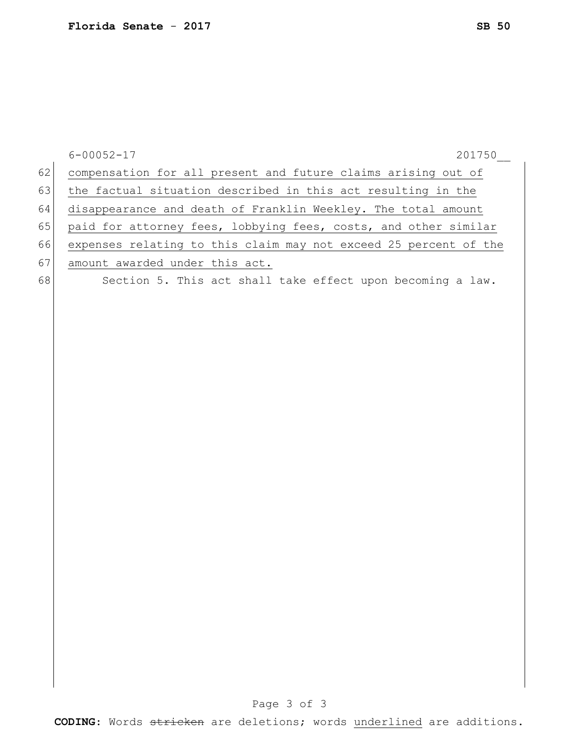6-00052-17 201750__

62 compensation for all present and future claims arising out of
63 the factual situation described in this act resulting in the
64 disappearance and death of Franklin Weekley. The total amount
65 paid for attorney fees, lobbying fees, costs, and other similar
66 expenses relating to this claim may not exceed 25 percent of the
67 amount awarded under this act.
68 Section 5. This act shall take effect upon becoming a law.

**CODING:** Words ~~stricken~~ are deletions; words underlined are additions.